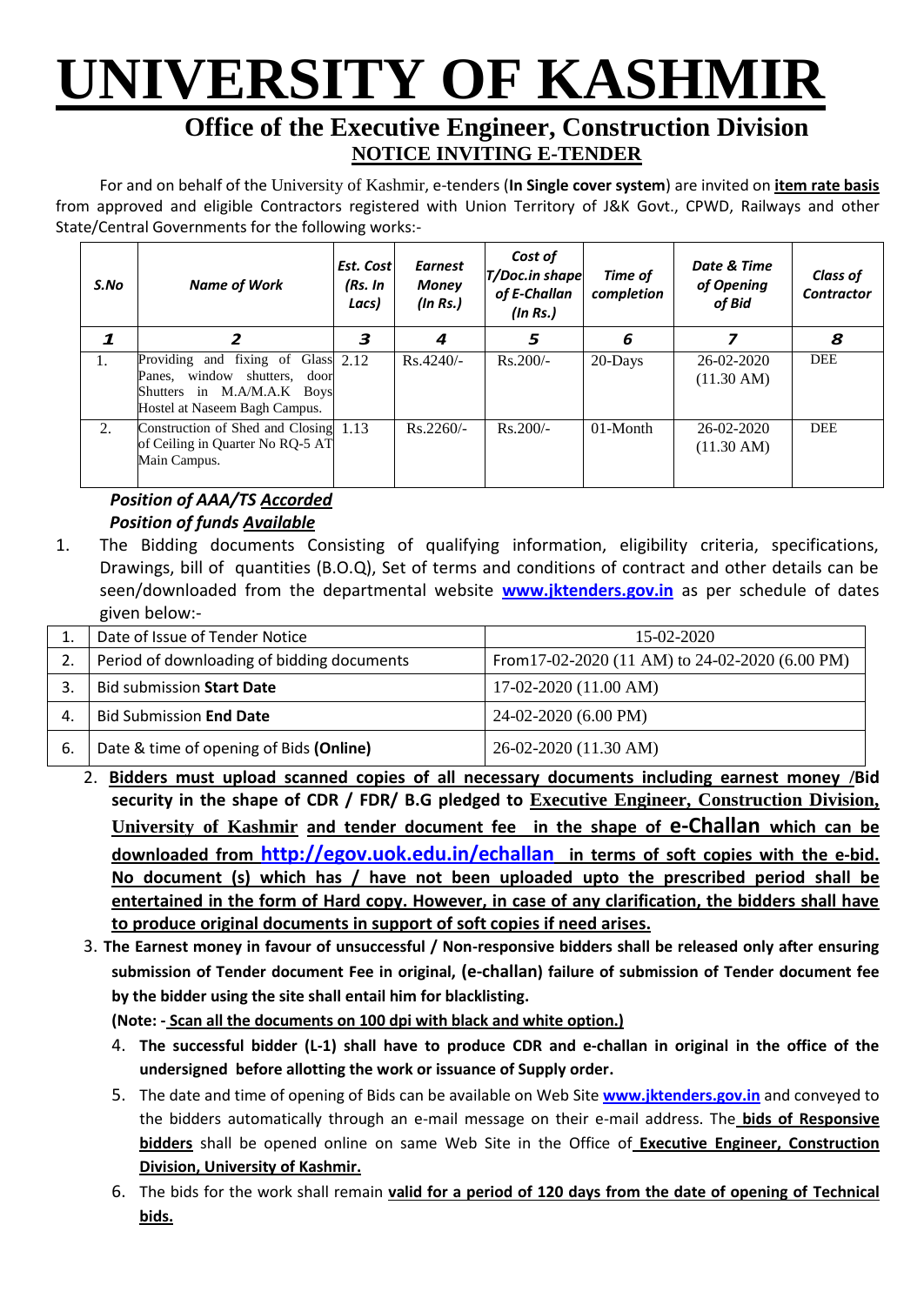# UNIVERSITY OF KASHMIR

## Office of the Executive Engineer, Construction Division

### NOTICE INVITING E-TENDER

For and on behalf of the University of Kashmir, e-tenders (**In Single cover system**) are invited on **item rate basis** from approved and eligible Contractors registered with Union Territory of J&K Govt., CPWD, Railways and other State/Central Governments for the following works:-

| S.No | Name of Work | Est. Cost (Rs. In Lacs) | Earnest Money (In Rs.) | Cost of T/Doc.in shape of E-Challan (In Rs.) | Time of completion | Date & Time of Opening of Bid | Class of Contractor |
|---|---|---|---|---|---|---|---|
| **1** | **2** | **3** | **4** | **5** | **6** | **7** | **8** |
| 1. | Providing and fixing of Glass Panes, window shutters, door Shutters in M.A/M.A.K Boys Hostel at Naseem Bagh Campus. | 2.12 | Rs.4240/- | Rs.200/- | 20-Days | 26-02-2020 (11.30 AM) | DEE |
| 2. | Construction of Shed and Closing of Ceiling in Quarter No RQ-5 AT Main Campus. | 1.13 | Rs.2260/- | Rs.200/- | 01-Month | 26-02-2020 (11.30 AM) | DEE |

***Position of AAA/TS Accorded***
***Position of funds Available***

1. The Bidding documents Consisting of qualifying information, eligibility criteria, specifications, Drawings, bill of quantities (B.O.Q), Set of terms and conditions of contract and other details can be seen/downloaded from the departmental website **www.jktenders.gov.in** as per schedule of dates given below:-

| 1. | Date of Issue of Tender Notice | 15-02-2020 |
|---|---|---|
| 2. | Period of downloading of bidding documents | From17-02-2020 (11 AM) to 24-02-2020 (6.00 PM) |
| 3. | Bid submission **Start Date** | 17-02-2020 (11.00 AM) |
| 4. | Bid Submission **End Date** | 24-02-2020 (6.00 PM) |
| 6. | Date & time of opening of Bids **(Online)** | 26-02-2020 (11.30 AM) |

2. **Bidders must upload scanned copies of all necessary documents including earnest money /Bid security in the shape of CDR / FDR/ B.G pledged to Executive Engineer, Construction Division, University of Kashmir and tender document fee in the shape of e-Challan which can be downloaded from http://egov.uok.edu.in/echallan in terms of soft copies with the e-bid. No document (s) which has / have not been uploaded upto the prescribed period shall be entertained in the form of Hard copy. However, in case of any clarification, the bidders shall have to produce original documents in support of soft copies if need arises.**

3. **The Earnest money in favour of unsuccessful / Non-responsive bidders shall be released only after ensuring submission of Tender document Fee in original, (e-challan) failure of submission of Tender document fee by the bidder using the site shall entail him for blacklisting.**

   **(Note: - Scan all the documents on 100 dpi with black and white option.)**

4. **The successful bidder (L-1) shall have to produce CDR and e-challan in original in the office of the undersigned before allotting the work or issuance of Supply order.**

5. The date and time of opening of Bids can be available on Web Site **www.jktenders.gov.in** and conveyed to the bidders automatically through an e-mail message on their e-mail address. The **bids of Responsive bidders** shall be opened online on same Web Site in the Office of **Executive Engineer, Construction Division, University of Kashmir.**

6. The bids for the work shall remain **valid for a period of 120 days from the date of opening of Technical bids.**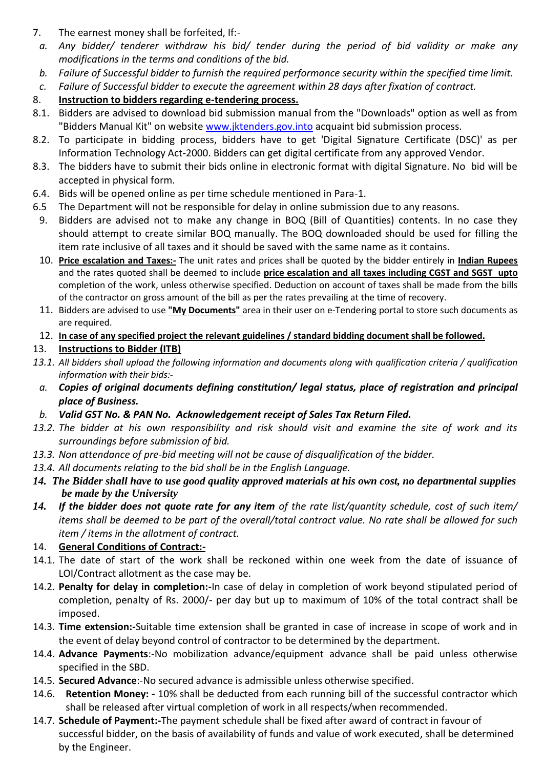7. The earnest money shall be forfeited, If:-

   a. *Any bidder/ tenderer withdraw his bid/ tender during the period of bid validity or make any modifications in the terms and conditions of the bid.*

   b. *Failure of Successful bidder to furnish the required performance security within the specified time limit.*

   c. *Failure of Successful bidder to execute the agreement within 28 days after fixation of contract.*

8. **Instruction to bidders regarding e-tendering process.**

8.1. Bidders are advised to download bid submission manual from the "Downloads" option as well as from "Bidders Manual Kit" on website www.jktenders.gov.into acquaint bid submission process.

8.2. To participate in bidding process, bidders have to get 'Digital Signature Certificate (DSC)' as per Information Technology Act-2000. Bidders can get digital certificate from any approved Vendor.

8.3. The bidders have to submit their bids online in electronic format with digital Signature. No bid will be accepted in physical form.

6.4. Bids will be opened online as per time schedule mentioned in Para-1.

6.5 The Department will not be responsible for delay in online submission due to any reasons.

9. Bidders are advised not to make any change in BOQ (Bill of Quantities) contents. In no case they should attempt to create similar BOQ manually. The BOQ downloaded should be used for filling the item rate inclusive of all taxes and it should be saved with the same name as it contains.

10. **Price escalation and Taxes:-** The unit rates and prices shall be quoted by the bidder entirely in **Indian Rupees** and the rates quoted shall be deemed to include **price escalation and all taxes including CGST and SGST upto** completion of the work, unless otherwise specified. Deduction on account of taxes shall be made from the bills of the contractor on gross amount of the bill as per the rates prevailing at the time of recovery.

11. Bidders are advised to use **"My Documents"** area in their user on e-Tendering portal to store such documents as are required.

12. **In case of any specified project the relevant guidelines / standard bidding document shall be followed.**

13. **Instructions to Bidder (ITB)**

*13.1. All bidders shall upload the following information and documents along with qualification criteria / qualification information with their bids:-*

   a. ***Copies of original documents defining constitution/ legal status, place of registration and principal place of Business.***

   b. ***Valid GST No. & PAN No. Acknowledgement receipt of Sales Tax Return Filed.***

*13.2. The bidder at his own responsibility and risk should visit and examine the site of work and its surroundings before submission of bid.*

*13.3. Non attendance of pre-bid meeting will not be cause of disqualification of the bidder.*

*13.4. All documents relating to the bid shall be in the English Language.*

***14. The Bidder shall have to use good quality approved materials at his own cost, no departmental supplies be made by the University***

***14. If the bidder does not quote rate for any item*** *of the rate list/quantity schedule, cost of such item/ items shall be deemed to be part of the overall/total contract value. No rate shall be allowed for such item / items in the allotment of contract.*

14. **General Conditions of Contract:-**

14.1. The date of start of the work shall be reckoned within one week from the date of issuance of LOI/Contract allotment as the case may be.

14.2. **Penalty for delay in completion:-**In case of delay in completion of work beyond stipulated period of completion, penalty of Rs. 2000/- per day but up to maximum of 10% of the total contract shall be imposed.

14.3. **Time extension:-**Suitable time extension shall be granted in case of increase in scope of work and in the event of delay beyond control of contractor to be determined by the department.

14.4. **Advance Payments**:-No mobilization advance/equipment advance shall be paid unless otherwise specified in the SBD.

14.5. **Secured Advance**:-No secured advance is admissible unless otherwise specified.

14.6. **Retention Money: -** 10% shall be deducted from each running bill of the successful contractor which shall be released after virtual completion of work in all respects/when recommended.

14.7. **Schedule of Payment:-**The payment schedule shall be fixed after award of contract in favour of successful bidder, on the basis of availability of funds and value of work executed, shall be determined by the Engineer.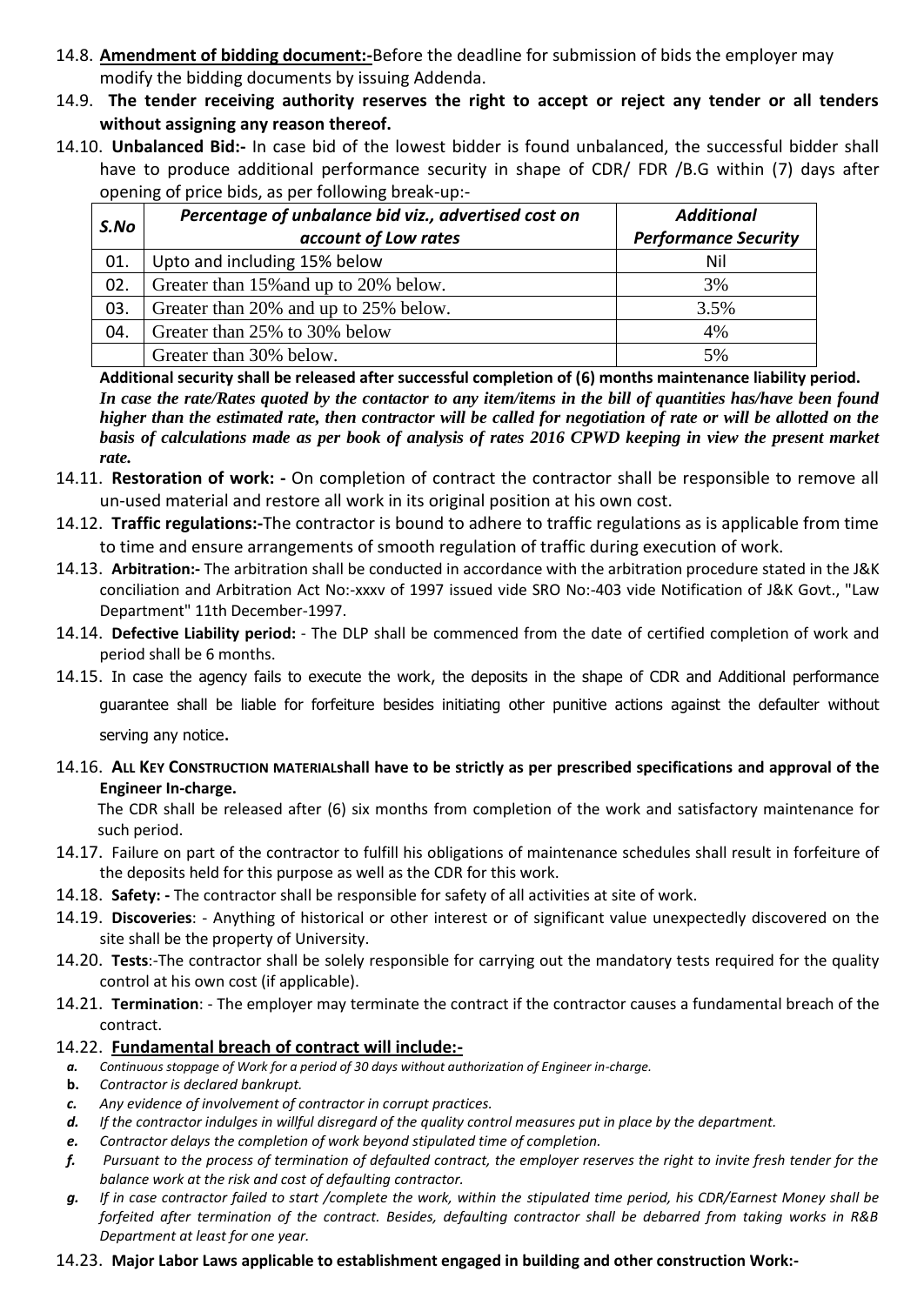14.8. **Amendment of bidding document:-**Before the deadline for submission of bids the employer may modify the bidding documents by issuing Addenda.

14.9. **The tender receiving authority reserves the right to accept or reject any tender or all tenders without assigning any reason thereof.**

14.10. **Unbalanced Bid:-** In case bid of the lowest bidder is found unbalanced, the successful bidder shall have to produce additional performance security in shape of CDR/ FDR /B.G within (7) days after opening of price bids, as per following break-up:-

| *S.No* | *Percentage of unbalance bid viz., advertised cost on account of Low rates* | *Additional Performance Security* |
|---|---|---|
| 01. | Upto and including 15% below | Nil |
| 02. | Greater than 15%and up to 20% below. | 3% |
| 03. | Greater than 20% and up to 25% below. | 3.5% |
| 04. | Greater than 25% to 30% below | 4% |
| | Greater than 30% below. | 5% |

**Additional security shall be released after successful completion of (6) months maintenance liability period.**

***In case the rate/Rates quoted by the contactor to any item/items in the bill of quantities has/have been found higher than the estimated rate, then contractor will be called for negotiation of rate or will be allotted on the basis of calculations made as per book of analysis of rates 2016 CPWD keeping in view the present market rate.***

14.11. **Restoration of work: -** On completion of contract the contractor shall be responsible to remove all un-used material and restore all work in its original position at his own cost.

14.12. **Traffic regulations:-**The contractor is bound to adhere to traffic regulations as is applicable from time to time and ensure arrangements of smooth regulation of traffic during execution of work.

14.13. **Arbitration:-** The arbitration shall be conducted in accordance with the arbitration procedure stated in the J&K conciliation and Arbitration Act No:-xxxv of 1997 issued vide SRO No:-403 vide Notification of J&K Govt., "Law Department" 11th December-1997.

14.14. **Defective Liability period:** - The DLP shall be commenced from the date of certified completion of work and period shall be 6 months.

14.15. In case the agency fails to execute the work, the deposits in the shape of CDR and Additional performance guarantee shall be liable for forfeiture besides initiating other punitive actions against the defaulter without serving any notice.

14.16. **ALL KEY CONSTRUCTION MATERIALshall have to be strictly as per prescribed specifications and approval of the Engineer In-charge.**

The CDR shall be released after (6) six months from completion of the work and satisfactory maintenance for such period.

14.17. Failure on part of the contractor to fulfill his obligations of maintenance schedules shall result in forfeiture of the deposits held for this purpose as well as the CDR for this work.

14.18. **Safety: -** The contractor shall be responsible for safety of all activities at site of work.

14.19. **Discoveries**: - Anything of historical or other interest or of significant value unexpectedly discovered on the site shall be the property of University.

14.20. **Tests**:-The contractor shall be solely responsible for carrying out the mandatory tests required for the quality control at his own cost (if applicable).

14.21. **Termination**: - The employer may terminate the contract if the contractor causes a fundamental breach of the contract.

14.22. **Fundamental breach of contract will include:-**

- ***a.*** *Continuous stoppage of Work for a period of 30 days without authorization of Engineer in-charge.*
- **b.** *Contractor is declared bankrupt.*
- ***c.*** *Any evidence of involvement of contractor in corrupt practices.*
- ***d.*** *If the contractor indulges in willful disregard of the quality control measures put in place by the department.*
- ***e.*** *Contractor delays the completion of work beyond stipulated time of completion.*
- ***f.*** *Pursuant to the process of termination of defaulted contract, the employer reserves the right to invite fresh tender for the balance work at the risk and cost of defaulting contractor.*
- ***g.*** *If in case contractor failed to start /complete the work, within the stipulated time period, his CDR/Earnest Money shall be forfeited after termination of the contract. Besides, defaulting contractor shall be debarred from taking works in R&B Department at least for one year.*

14.23. **Major Labor Laws applicable to establishment engaged in building and other construction Work:-**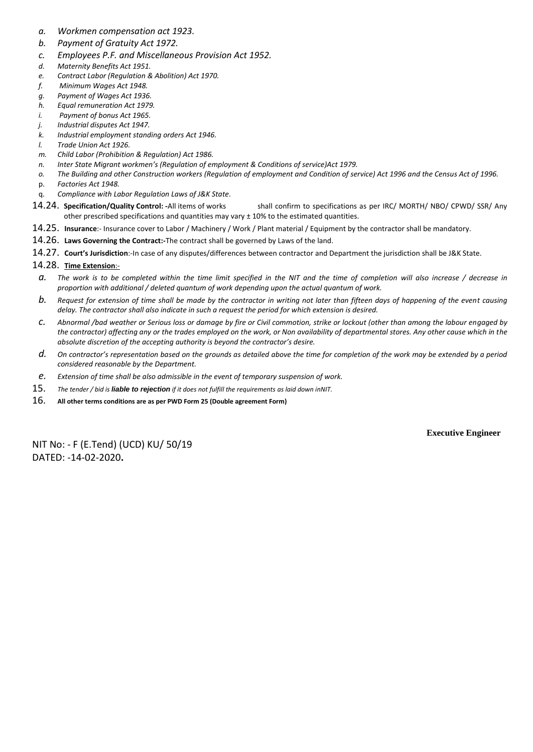- *a. Workmen compensation act 1923.*
- *b. Payment of Gratuity Act 1972.*
- *c. Employees P.F. and Miscellaneous Provision Act 1952.*
- *d. Maternity Benefits Act 1951.*
- *e. Contract Labor (Regulation & Abolition) Act 1970.*
- *f. Minimum Wages Act 1948.*
- *g. Payment of Wages Act 1936.*
- *h. Equal remuneration Act 1979.*
- *i. Payment of bonus Act 1965.*
- *j. Industrial disputes Act 1947.*
- *k. Industrial employment standing orders Act 1946.*
- *l. Trade Union Act 1926.*
- *m. Child Labor (Prohibition & Regulation) Act 1986.*
- *n. Inter State Migrant workmen's (Regulation of employment & Conditions of service)Act 1979.*
- *o. The Building and other Construction workers (Regulation of employment and Condition of service) Act 1996 and the Census Act of 1996.*
- *p. Factories Act 1948.*
- *q. Compliance with Labor Regulation Laws of J&K State.*

14.24. **Specification/Quality Control: -**All items of works shall confirm to specifications as per IRC/ MORTH/ NBO/ CPWD/ SSR/ Any other prescribed specifications and quantities may vary ± 10% to the estimated quantities.

14.25. **Insurance**:- Insurance cover to Labor / Machinery / Work / Plant material / Equipment by the contractor shall be mandatory.

14.26. **Laws Governing the Contract:-**The contract shall be governed by Laws of the land.

14.27. **Court's Jurisdiction**:-In case of any disputes/differences between contractor and Department the jurisdiction shall be J&K State.

14.28. **Time Extension**:-

- *a. The work is to be completed within the time limit specified in the NIT and the time of completion will also increase / decrease in proportion with additional / deleted quantum of work depending upon the actual quantum of work.*
- *b. Request for extension of time shall be made by the contractor in writing not later than fifteen days of happening of the event causing delay. The contractor shall also indicate in such a request the period for which extension is desired.*
- *c. Abnormal /bad weather or Serious loss or damage by fire or Civil commotion, strike or lockout (other than among the labour engaged by the contractor) affecting any or the trades employed on the work, or Non availability of departmental stores. Any other cause which in the absolute discretion of the accepting authority is beyond the contractor's desire.*
- *d. On contractor's representation based on the grounds as detailed above the time for completion of the work may be extended by a period considered reasonable by the Department.*
- *e. Extension of time shall be also admissible in the event of temporary suspension of work.*

15. *The tender / bid is **liable to rejection** if it does not fulfill the requirements as laid down inNIT.*

16. **All other terms conditions are as per PWD Form 25 (Double agreement Form)**

**Executive Engineer**

NIT No: - F (E.Tend) (UCD) KU/ 50/19
DATED: -14-02-2020.